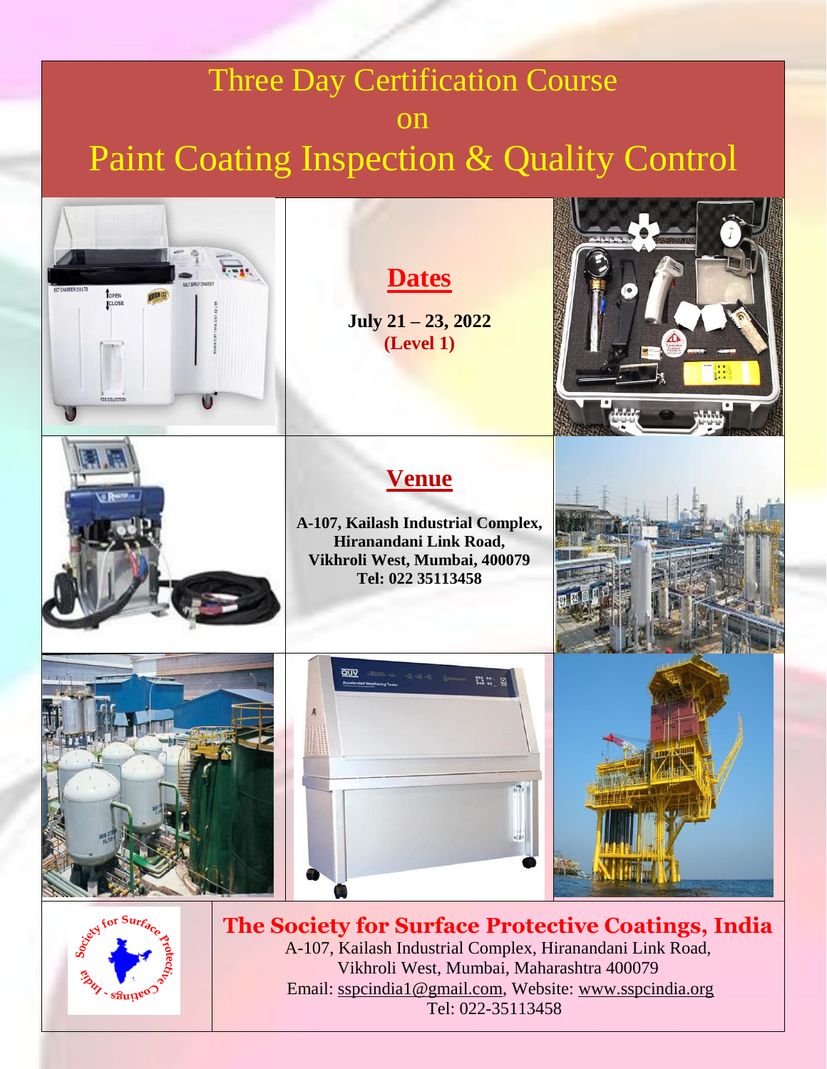# Three Day Certification Course on Paint Coating Inspection & Quality Control

## Dates

**July 21 – 23, 2022**
**(Level 1)**

## Venue

**A-107, Kailash Industrial Complex,**
**Hiranandani Link Road,**
**Vikhroli West, Mumbai, 400079**
**Tel: 022 35113458**

## The Society for Surface Protective Coatings, India

A-107, Kailash Industrial Complex, Hiranandani Link Road,
Vikhroli West, Mumbai, Maharashtra 400079
Email: sspcindia1@gmail.com, Website: www.sspcindia.org
Tel: 022-35113458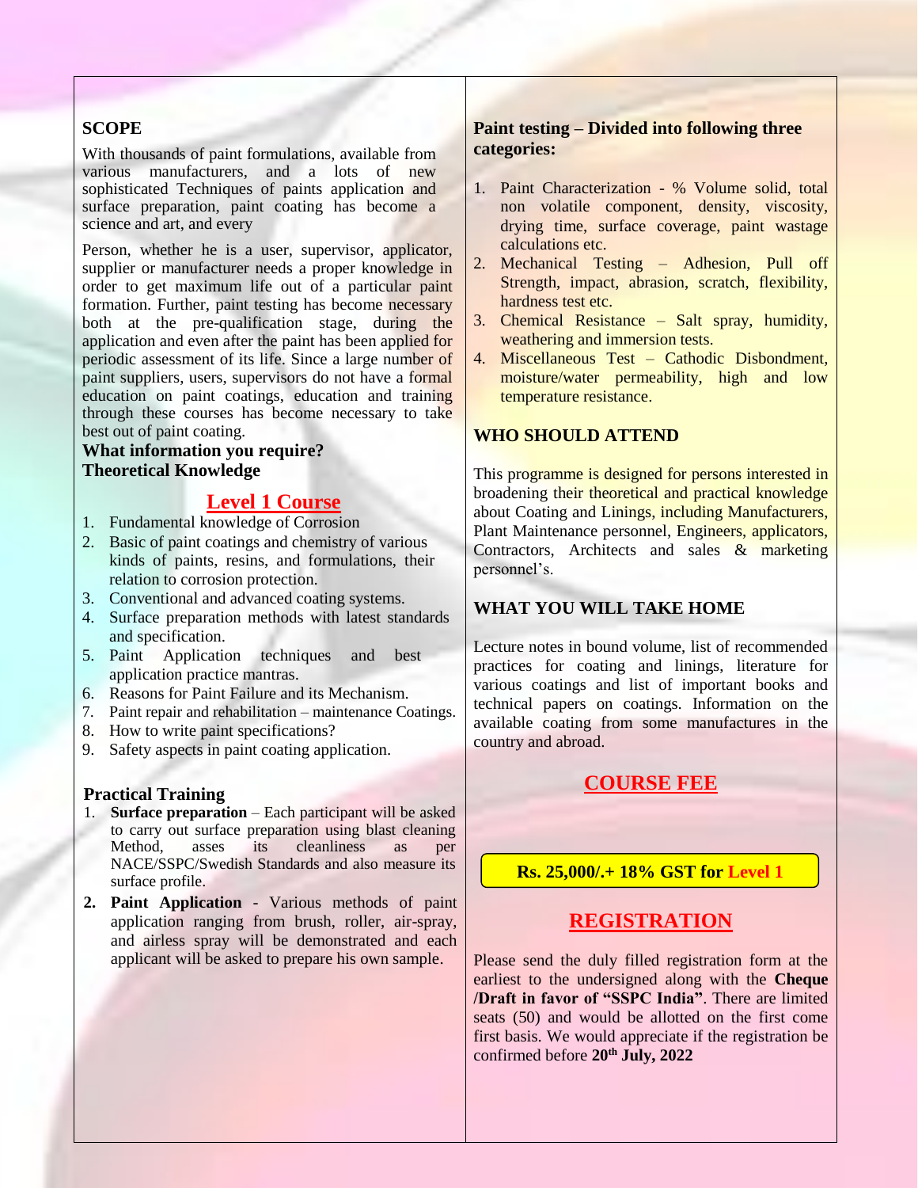## SCOPE

With thousands of paint formulations, available from various manufacturers, and a lots of new sophisticated Techniques of paints application and surface preparation, paint coating has become a science and art, and every

Person, whether he is a user, supervisor, applicator, supplier or manufacturer needs a proper knowledge in order to get maximum life out of a particular paint formation. Further, paint testing has become necessary both at the pre-qualification stage, during the application and even after the paint has been applied for periodic assessment of its life. Since a large number of paint suppliers, users, supervisors do not have a formal education on paint coatings, education and training through these courses has become necessary to take best out of paint coating.

**What information you require?**
**Theoretical Knowledge**

## Level 1 Course

1. Fundamental knowledge of Corrosion
2. Basic of paint coatings and chemistry of various kinds of paints, resins, and formulations, their relation to corrosion protection.
3. Conventional and advanced coating systems.
4. Surface preparation methods with latest standards and specification.
5. Paint Application techniques and best application practice mantras.
6. Reasons for Paint Failure and its Mechanism.
7. Paint repair and rehabilitation – maintenance Coatings.
8. How to write paint specifications?
9. Safety aspects in paint coating application.

**Practical Training**

1. **Surface preparation** – Each participant will be asked to carry out surface preparation using blast cleaning Method, asses its cleanliness as per NACE/SSPC/Swedish Standards and also measure its surface profile.
2. **Paint Application** - Various methods of paint application ranging from brush, roller, air-spray, and airless spray will be demonstrated and each applicant will be asked to prepare his own sample.

**Paint testing – Divided into following three categories:**

1. Paint Characterization - % Volume solid, total non volatile component, density, viscosity, drying time, surface coverage, paint wastage calculations etc.
2. Mechanical Testing – Adhesion, Pull off Strength, impact, abrasion, scratch, flexibility, hardness test etc.
3. Chemical Resistance – Salt spray, humidity, weathering and immersion tests.
4. Miscellaneous Test – Cathodic Disbondment, moisture/water permeability, high and low temperature resistance.

## WHO SHOULD ATTEND

This programme is designed for persons interested in broadening their theoretical and practical knowledge about Coating and Linings, including Manufacturers, Plant Maintenance personnel, Engineers, applicators, Contractors, Architects and sales & marketing personnel's.

## WHAT YOU WILL TAKE HOME

Lecture notes in bound volume, list of recommended practices for coating and linings, literature for various coatings and list of important books and technical papers on coatings. Information on the available coating from some manufactures in the country and abroad.

## COURSE FEE

**Rs. 25,000/.+ 18% GST for Level 1**

## REGISTRATION

Please send the duly filled registration form at the earliest to the undersigned along with the **Cheque /Draft in favor of "SSPC India"**. There are limited seats (50) and would be allotted on the first come first basis. We would appreciate if the registration be confirmed before **20th July, 2022**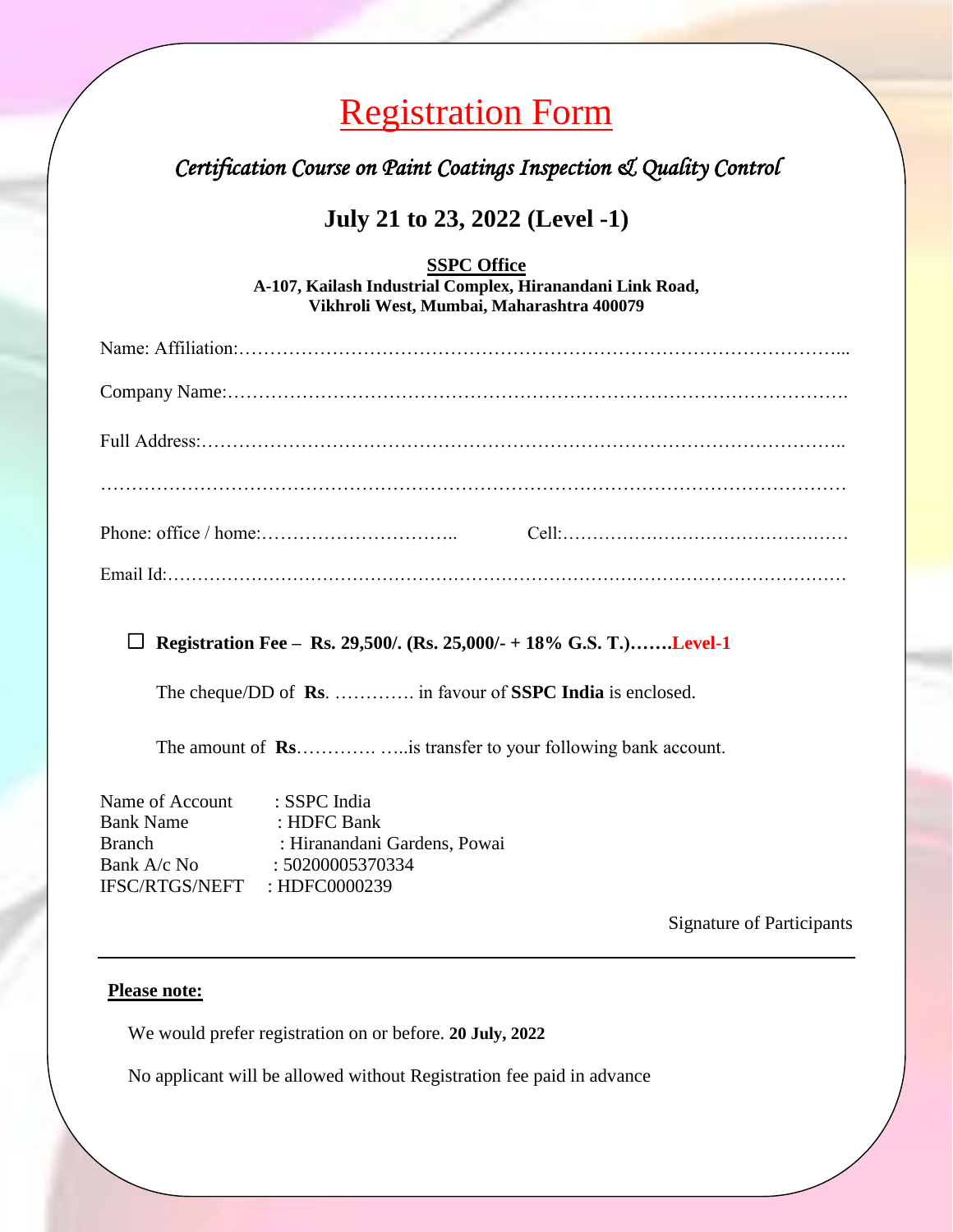# Registration Form

## *Certification Course on Paint Coatings Inspection & Quality Control*

### July 21 to 23, 2022 (Level -1)

**SSPC Office**
**A-107, Kailash Industrial Complex, Hiranandani Link Road, Vikhroli West, Mumbai, Maharashtra 400079**

Name: Affiliation:…………………………………………………………………………………...

Company Name:…………………………………………………………………………………….

Full Address:……………………………………………………………………………………….. 

………………………………………………………………………………………………………

Phone: office / home:………………………….. Cell:…………………………………………

Email Id:……………………………………………………………………………………………

☐ **Registration Fee – Rs. 29,500/. (Rs. 25,000/- + 18% G.S. T.)…….Level-1**

The cheque/DD of **Rs**. …………. in favour of **SSPC India** is enclosed.

The amount of **Rs**…………. …..is transfer to your following bank account.

| | |
|---|---|
| Name of Account | : SSPC India |
| Bank Name | : HDFC Bank |
| Branch | : Hiranandani Gardens, Powai |
| Bank A/c No | : 50200005370334 |
| IFSC/RTGS/NEFT | : HDFC0000239 |

Signature of Participants

---

**Please note:**

We would prefer registration on or before. **20 July, 2022**

No applicant will be allowed without Registration fee paid in advance